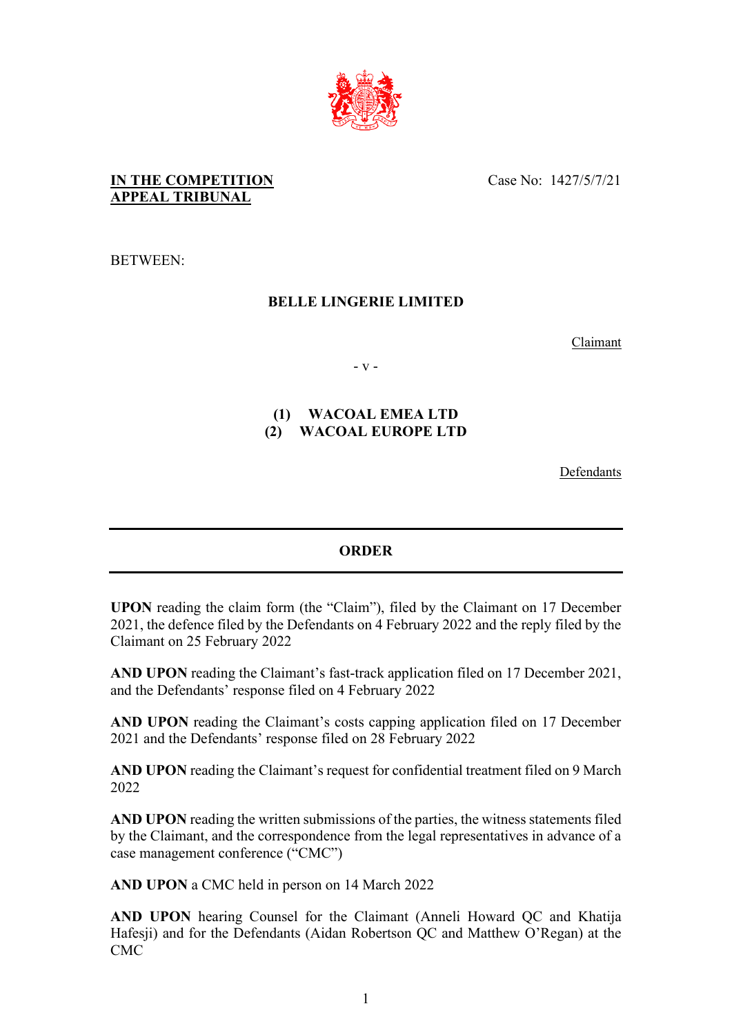**IN THE COMPETITION APPEAL TRIBUNAL**

Case No: 1427/5/7/21

BETWEEN:

**BELLE LINGERIE LIMITED**

Claimant

- v -

**(1) WACOAL EMEA LTD**
**(2) WACOAL EUROPE LTD**

Defendants

---

## ORDER

---

**UPON** reading the claim form (the "Claim"), filed by the Claimant on 17 December 2021, the defence filed by the Defendants on 4 February 2022 and the reply filed by the Claimant on 25 February 2022

**AND UPON** reading the Claimant's fast-track application filed on 17 December 2021, and the Defendants' response filed on 4 February 2022

**AND UPON** reading the Claimant's costs capping application filed on 17 December 2021 and the Defendants' response filed on 28 February 2022

**AND UPON** reading the Claimant's request for confidential treatment filed on 9 March 2022

**AND UPON** reading the written submissions of the parties, the witness statements filed by the Claimant, and the correspondence from the legal representatives in advance of a case management conference ("CMC")

**AND UPON** a CMC held in person on 14 March 2022

**AND UPON** hearing Counsel for the Claimant (Anneli Howard QC and Khatija Hafesji) and for the Defendants (Aidan Robertson QC and Matthew O'Regan) at the CMC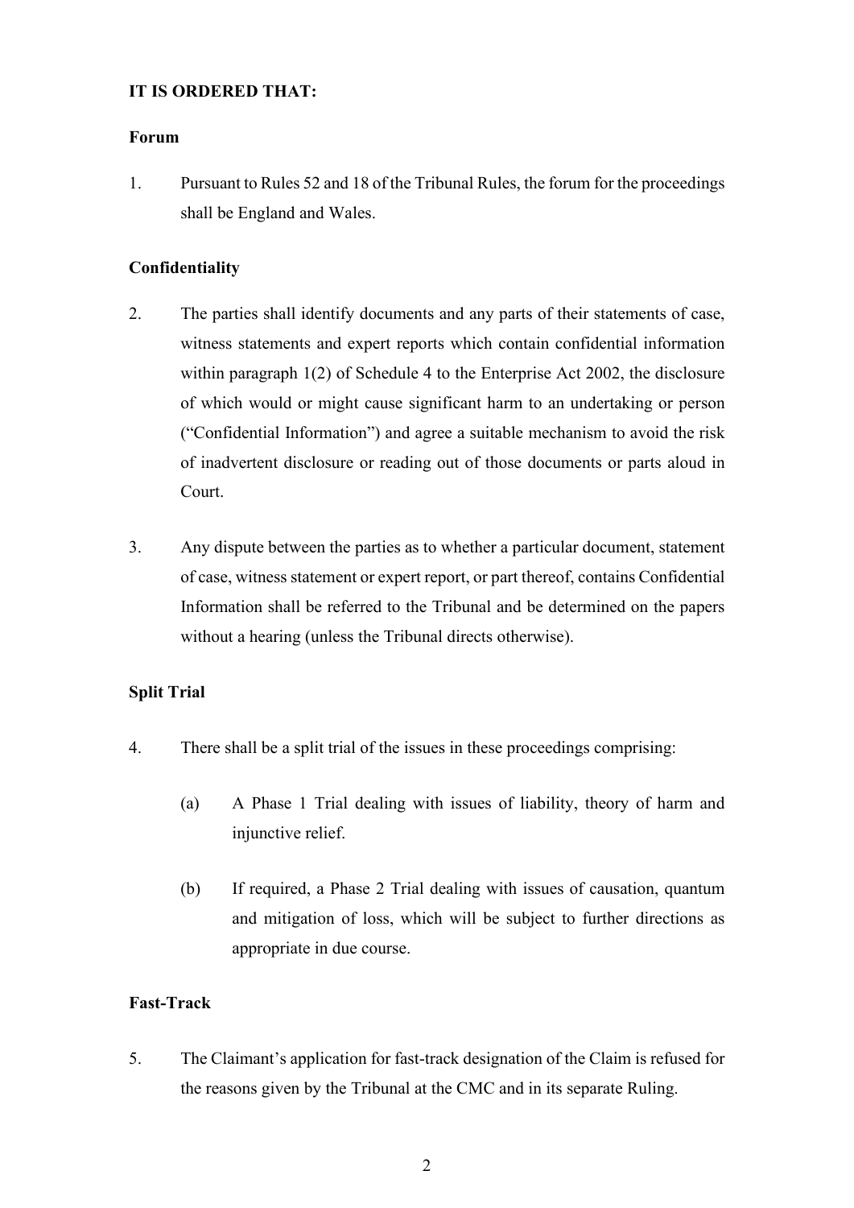**IT IS ORDERED THAT:**

**Forum**

1. Pursuant to Rules 52 and 18 of the Tribunal Rules, the forum for the proceedings shall be England and Wales.

**Confidentiality**

2. The parties shall identify documents and any parts of their statements of case, witness statements and expert reports which contain confidential information within paragraph 1(2) of Schedule 4 to the Enterprise Act 2002, the disclosure of which would or might cause significant harm to an undertaking or person ("Confidential Information") and agree a suitable mechanism to avoid the risk of inadvertent disclosure or reading out of those documents or parts aloud in Court.

3. Any dispute between the parties as to whether a particular document, statement of case, witness statement or expert report, or part thereof, contains Confidential Information shall be referred to the Tribunal and be determined on the papers without a hearing (unless the Tribunal directs otherwise).

**Split Trial**

4. There shall be a split trial of the issues in these proceedings comprising:

   (a) A Phase 1 Trial dealing with issues of liability, theory of harm and injunctive relief.

   (b) If required, a Phase 2 Trial dealing with issues of causation, quantum and mitigation of loss, which will be subject to further directions as appropriate in due course.

**Fast-Track**

5. The Claimant's application for fast-track designation of the Claim is refused for the reasons given by the Tribunal at the CMC and in its separate Ruling.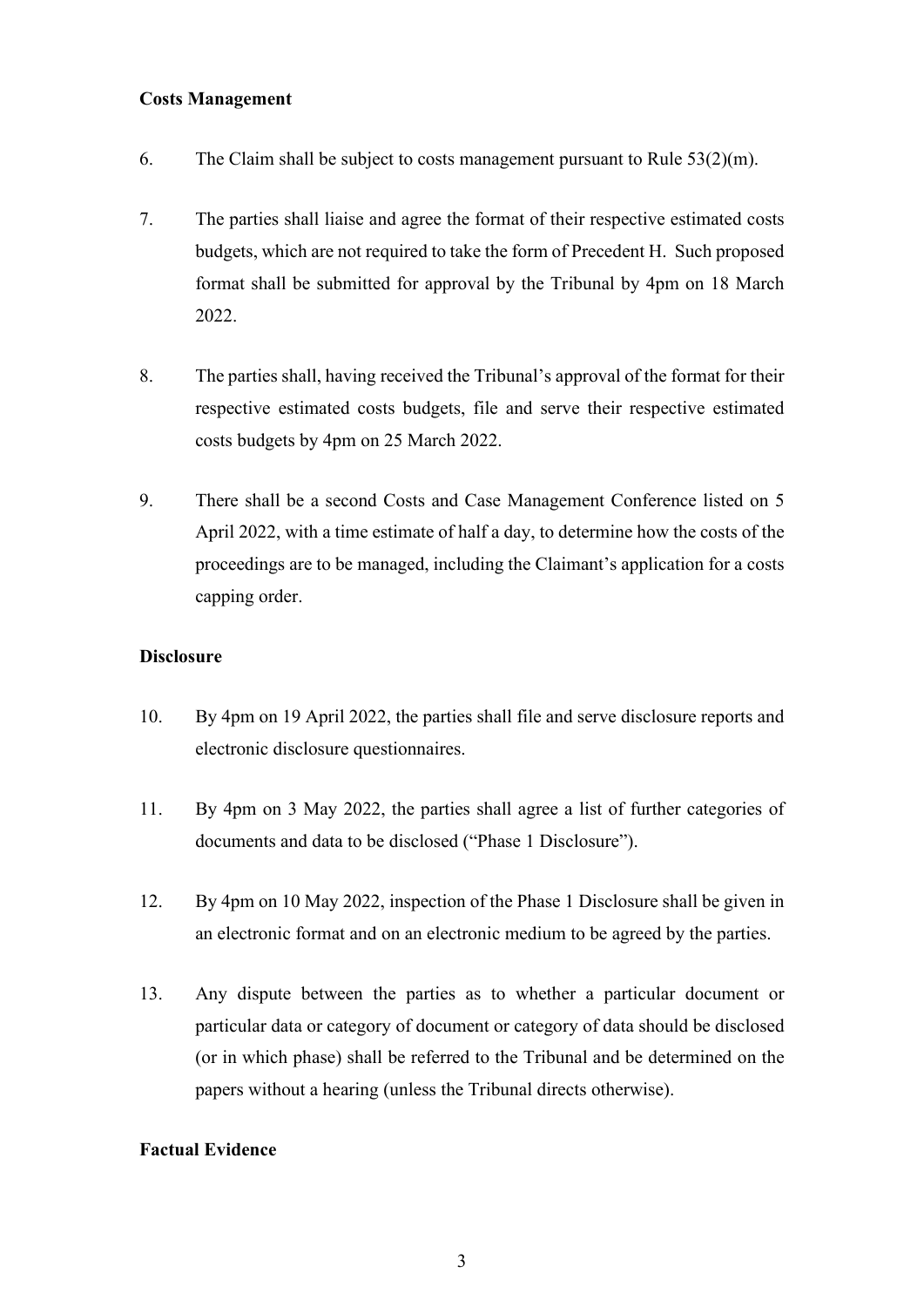**Costs Management**

6. The Claim shall be subject to costs management pursuant to Rule 53(2)(m).

7. The parties shall liaise and agree the format of their respective estimated costs budgets, which are not required to take the form of Precedent H. Such proposed format shall be submitted for approval by the Tribunal by 4pm on 18 March 2022.

8. The parties shall, having received the Tribunal's approval of the format for their respective estimated costs budgets, file and serve their respective estimated costs budgets by 4pm on 25 March 2022.

9. There shall be a second Costs and Case Management Conference listed on 5 April 2022, with a time estimate of half a day, to determine how the costs of the proceedings are to be managed, including the Claimant's application for a costs capping order.

**Disclosure**

10. By 4pm on 19 April 2022, the parties shall file and serve disclosure reports and electronic disclosure questionnaires.

11. By 4pm on 3 May 2022, the parties shall agree a list of further categories of documents and data to be disclosed ("Phase 1 Disclosure").

12. By 4pm on 10 May 2022, inspection of the Phase 1 Disclosure shall be given in an electronic format and on an electronic medium to be agreed by the parties.

13. Any dispute between the parties as to whether a particular document or particular data or category of document or category of data should be disclosed (or in which phase) shall be referred to the Tribunal and be determined on the papers without a hearing (unless the Tribunal directs otherwise).

**Factual Evidence**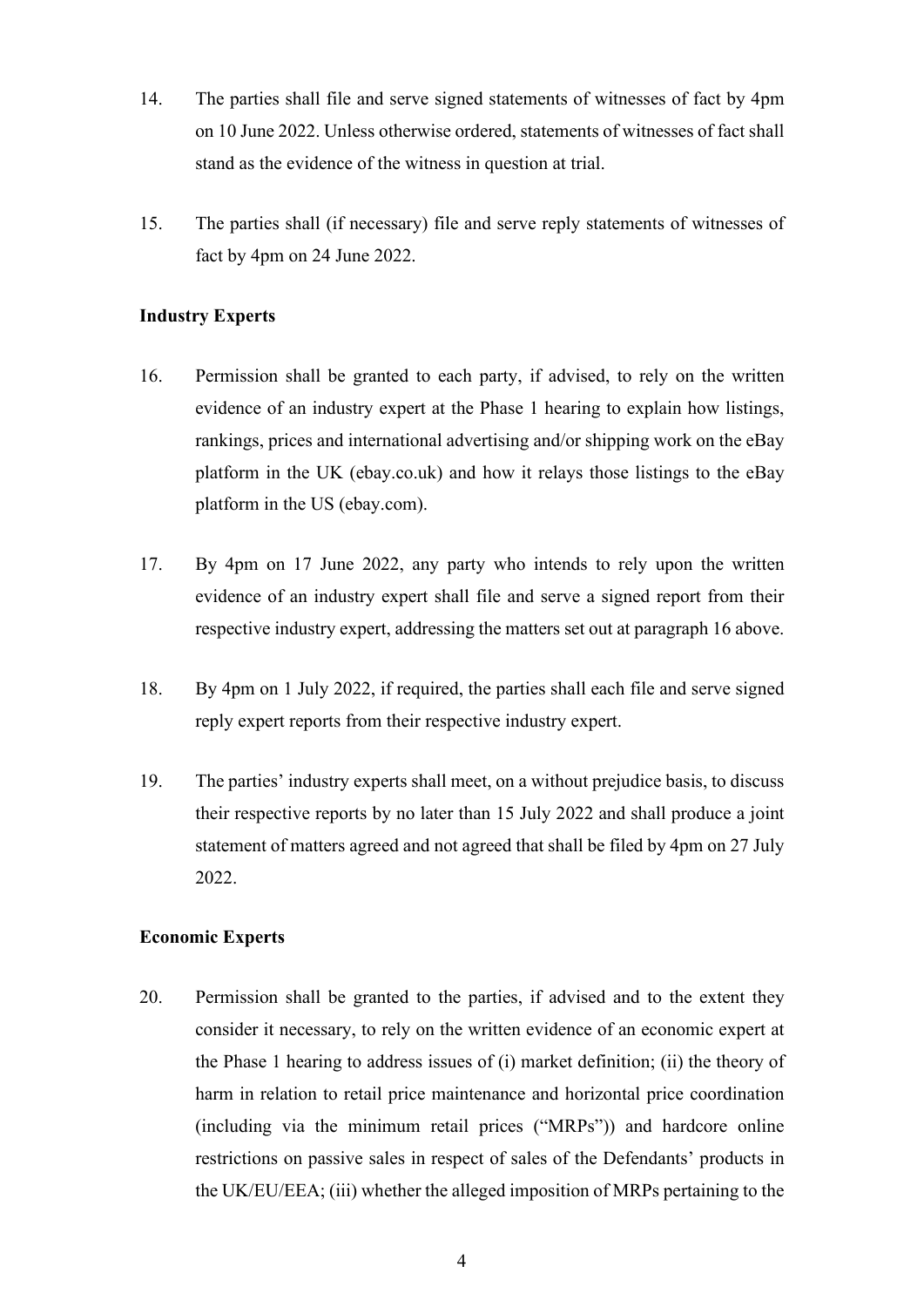14. The parties shall file and serve signed statements of witnesses of fact by 4pm on 10 June 2022. Unless otherwise ordered, statements of witnesses of fact shall stand as the evidence of the witness in question at trial.

15. The parties shall (if necessary) file and serve reply statements of witnesses of fact by 4pm on 24 June 2022.

**Industry Experts**

16. Permission shall be granted to each party, if advised, to rely on the written evidence of an industry expert at the Phase 1 hearing to explain how listings, rankings, prices and international advertising and/or shipping work on the eBay platform in the UK (ebay.co.uk) and how it relays those listings to the eBay platform in the US (ebay.com).

17. By 4pm on 17 June 2022, any party who intends to rely upon the written evidence of an industry expert shall file and serve a signed report from their respective industry expert, addressing the matters set out at paragraph 16 above.

18. By 4pm on 1 July 2022, if required, the parties shall each file and serve signed reply expert reports from their respective industry expert.

19. The parties' industry experts shall meet, on a without prejudice basis, to discuss their respective reports by no later than 15 July 2022 and shall produce a joint statement of matters agreed and not agreed that shall be filed by 4pm on 27 July 2022.

**Economic Experts**

20. Permission shall be granted to the parties, if advised and to the extent they consider it necessary, to rely on the written evidence of an economic expert at the Phase 1 hearing to address issues of (i) market definition; (ii) the theory of harm in relation to retail price maintenance and horizontal price coordination (including via the minimum retail prices ("MRPs")) and hardcore online restrictions on passive sales in respect of sales of the Defendants' products in the UK/EU/EEA; (iii) whether the alleged imposition of MRPs pertaining to the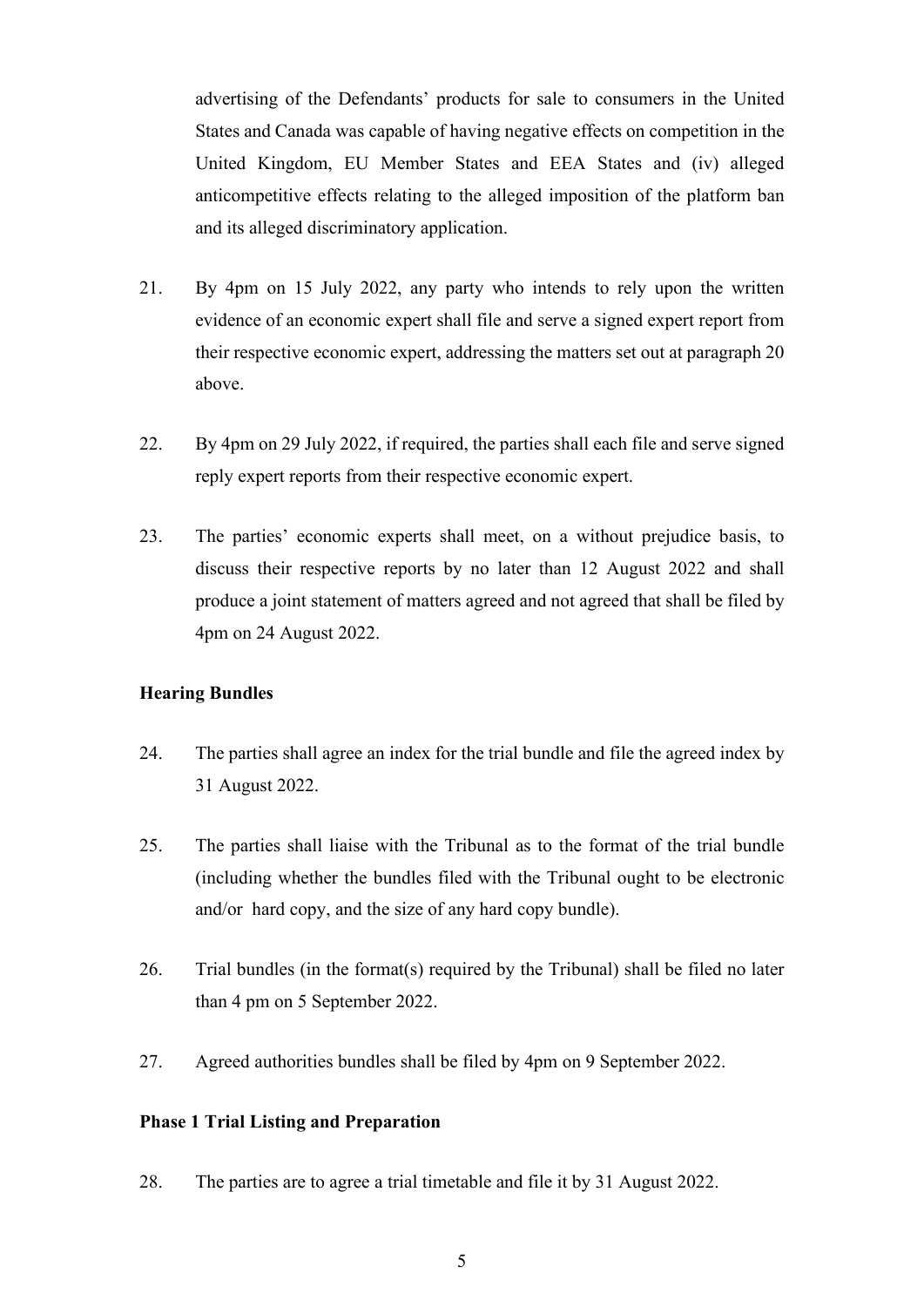advertising of the Defendants' products for sale to consumers in the United States and Canada was capable of having negative effects on competition in the United Kingdom, EU Member States and EEA States and (iv) alleged anticompetitive effects relating to the alleged imposition of the platform ban and its alleged discriminatory application.

21. By 4pm on 15 July 2022, any party who intends to rely upon the written evidence of an economic expert shall file and serve a signed expert report from their respective economic expert, addressing the matters set out at paragraph 20 above.

22. By 4pm on 29 July 2022, if required, the parties shall each file and serve signed reply expert reports from their respective economic expert.

23. The parties' economic experts shall meet, on a without prejudice basis, to discuss their respective reports by no later than 12 August 2022 and shall produce a joint statement of matters agreed and not agreed that shall be filed by 4pm on 24 August 2022.

**Hearing Bundles**

24. The parties shall agree an index for the trial bundle and file the agreed index by 31 August 2022.

25. The parties shall liaise with the Tribunal as to the format of the trial bundle (including whether the bundles filed with the Tribunal ought to be electronic and/or hard copy, and the size of any hard copy bundle).

26. Trial bundles (in the format(s) required by the Tribunal) shall be filed no later than 4 pm on 5 September 2022.

27. Agreed authorities bundles shall be filed by 4pm on 9 September 2022.

**Phase 1 Trial Listing and Preparation**

28. The parties are to agree a trial timetable and file it by 31 August 2022.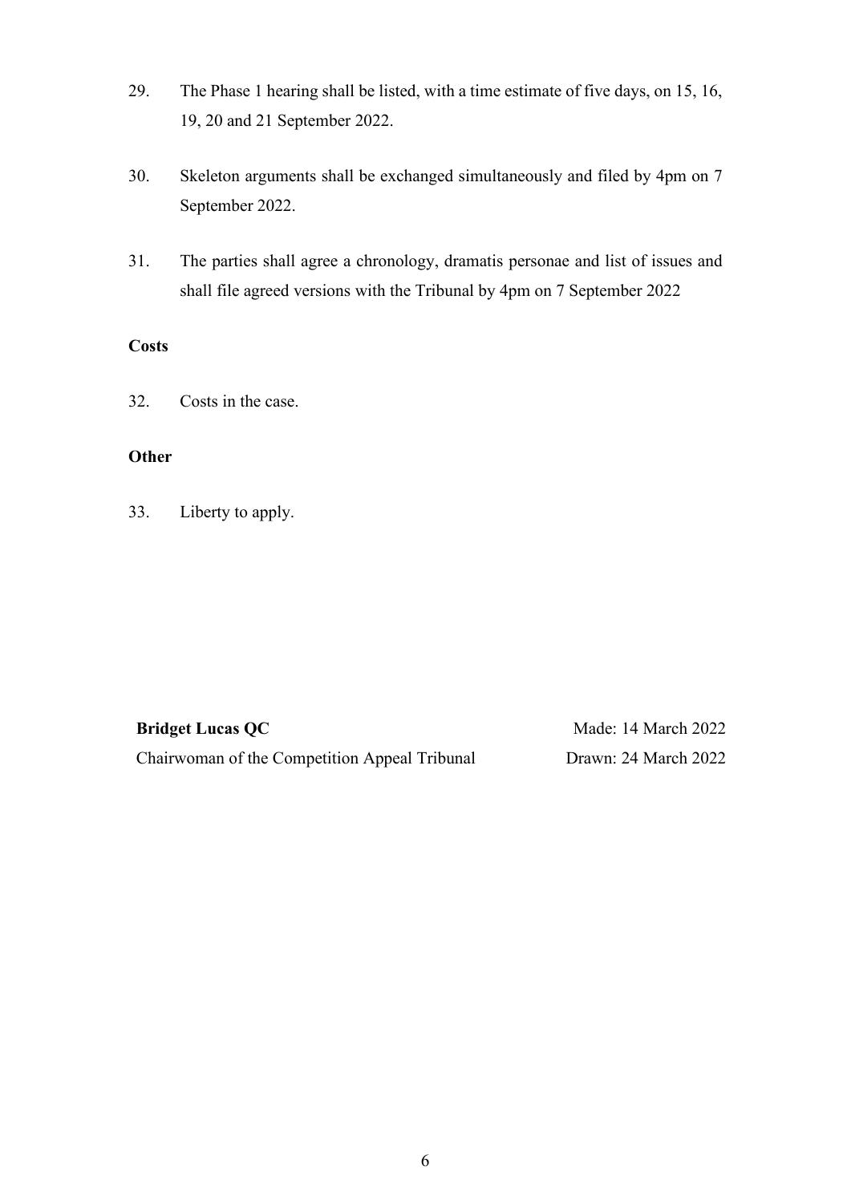29. The Phase 1 hearing shall be listed, with a time estimate of five days, on 15, 16, 19, 20 and 21 September 2022.

30. Skeleton arguments shall be exchanged simultaneously and filed by 4pm on 7 September 2022.

31. The parties shall agree a chronology, dramatis personae and list of issues and shall file agreed versions with the Tribunal by 4pm on 7 September 2022

**Costs**

32. Costs in the case.

**Other**

33. Liberty to apply.

**Bridget Lucas QC**
Chairwoman of the Competition Appeal Tribunal

Made: 14 March 2022
Drawn: 24 March 2022